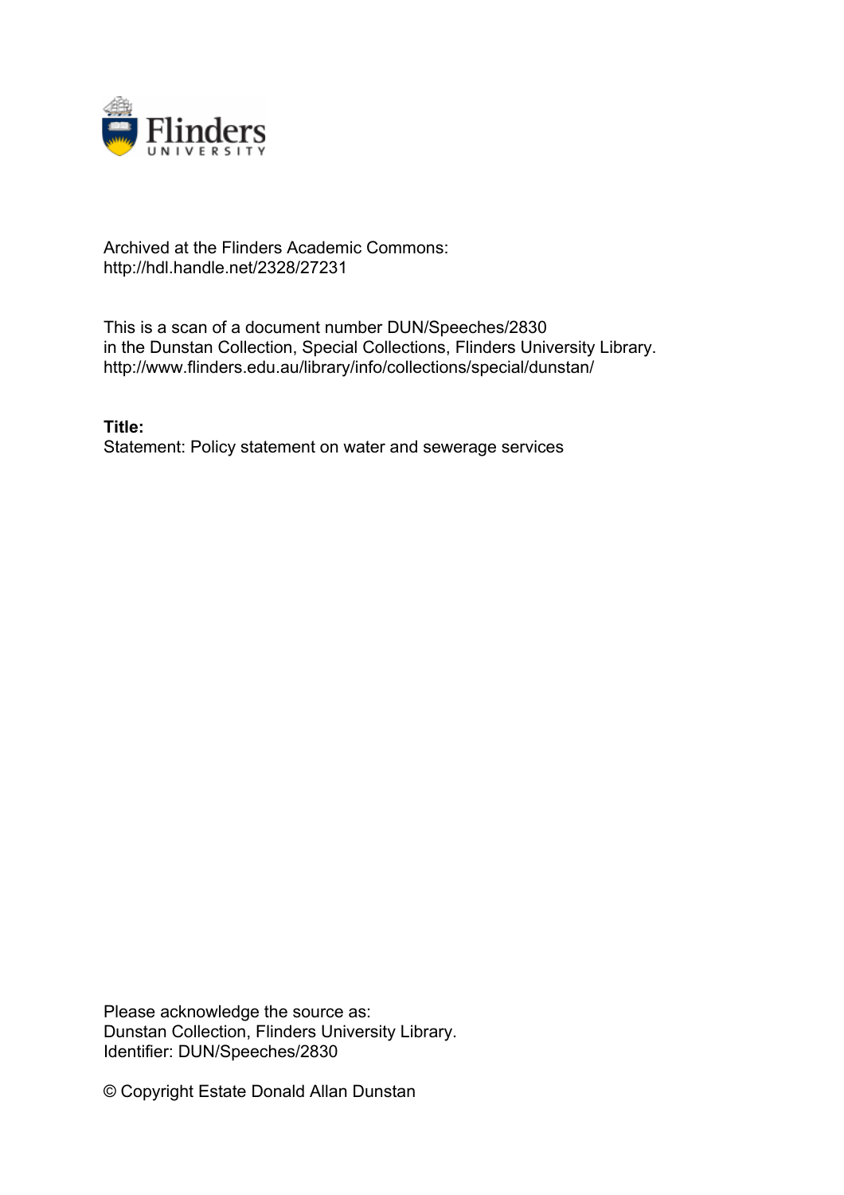Archived at the Flinders Academic Commons:
http://hdl.handle.net/2328/27231

This is a scan of a document number DUN/Speeches/2830
in the Dunstan Collection, Special Collections, Flinders University Library.
http://www.flinders.edu.au/library/info/collections/special/dunstan/

**Title:**
Statement: Policy statement on water and sewerage services

Please acknowledge the source as:
Dunstan Collection, Flinders University Library.
Identifier: DUN/Speeches/2830

© Copyright Estate Donald Allan Dunstan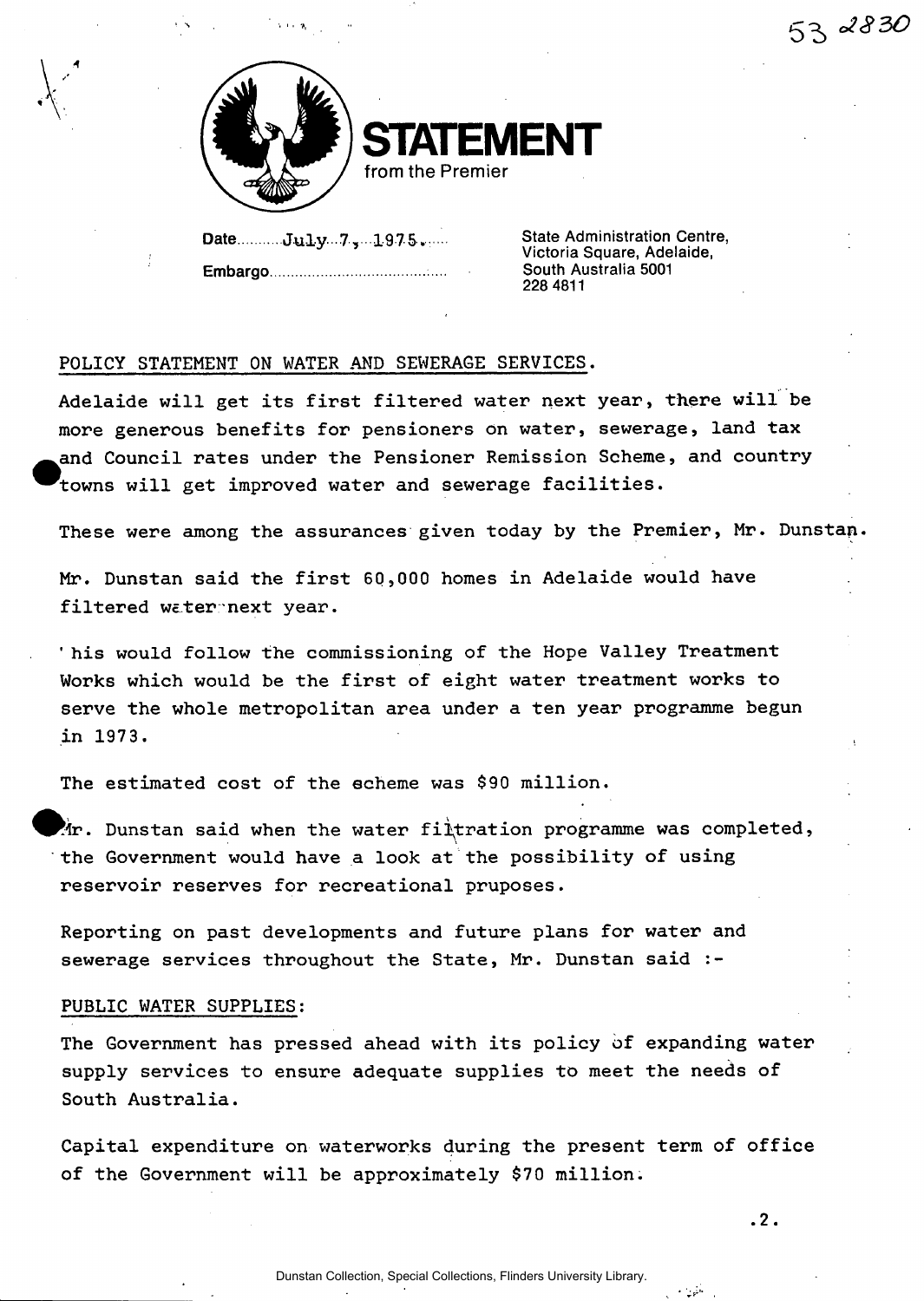# STATEMENT

from the Premier

Date July 7, 1975.

Embargo

State Administration Centre,
Victoria Square, Adelaide,
South Australia 5001
228 4811

POLICY STATEMENT ON WATER AND SEWERAGE SERVICES.

Adelaide will get its first filtered water next year, there will be more generous benefits for pensioners on water, sewerage, land tax and Council rates under the Pensioner Remission Scheme, and country towns will get improved water and sewerage facilities.

These were among the assurances given today by the Premier, Mr. Dunstan.

Mr. Dunstan said the first 60,000 homes in Adelaide would have filtered water next year.

'his would follow the commissioning of the Hope Valley Treatment Works which would be the first of eight water treatment works to serve the whole metropolitan area under a ten year programme begun in 1973.

The estimated cost of the echeme was $90 million.

Mr. Dunstan said when the water filtration programme was completed, the Government would have a look at the possibility of using reservoir reserves for recreational pruposes.

Reporting on past developments and future plans for water and sewerage services throughout the State, Mr. Dunstan said :-

PUBLIC WATER SUPPLIES:

The Government has pressed ahead with its policy of expanding water supply services to ensure adequate supplies to meet the needs of South Australia.

Capital expenditure on waterworks during the present term of office of the Government will be approximately $70 million.

.2.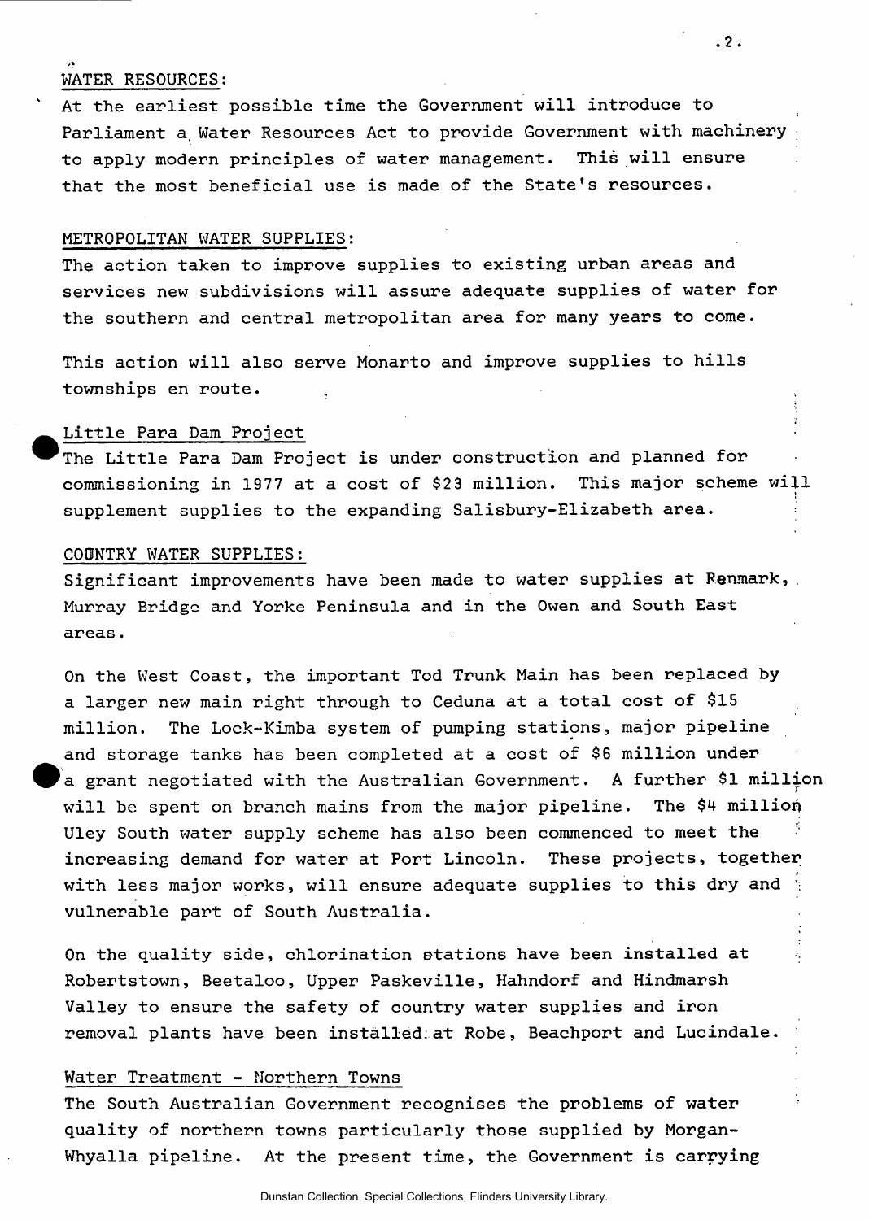## WATER RESOURCES:

At the earliest possible time the Government will introduce to Parliament a Water Resources Act to provide Government with machinery to apply modern principles of water management. This will ensure that the most beneficial use is made of the State's resources.

## METROPOLITAN WATER SUPPLIES:

The action taken to improve supplies to existing urban areas and services new subdivisions will assure adequate supplies of water for the southern and central metropolitan area for many years to come.

This action will also serve Monarto and improve supplies to hills townships en route.

### Little Para Dam Project

The Little Para Dam Project is under construction and planned for commissioning in 1977 at a cost of $23 million. This major scheme will supplement supplies to the expanding Salisbury-Elizabeth area.

## COUNTRY WATER SUPPLIES:

Significant improvements have been made to water supplies at Renmark, Murray Bridge and Yorke Peninsula and in the Owen and South East areas.

On the West Coast, the important Tod Trunk Main has been replaced by a larger new main right through to Ceduna at a total cost of $15 million. The Lock-Kimba system of pumping stations, major pipeline and storage tanks has been completed at a cost of $6 million under a grant negotiated with the Australian Government. A further $1 million will be spent on branch mains from the major pipeline. The $4 million Uley South water supply scheme has also been commenced to meet the increasing demand for water at Port Lincoln. These projects, together with less major works, will ensure adequate supplies to this dry and vulnerable part of South Australia.

On the quality side, chlorination stations have been installed at Robertstown, Beetaloo, Upper Paskeville, Hahndorf and Hindmarsh Valley to ensure the safety of country water supplies and iron removal plants have been installed at Robe, Beachport and Lucindale.

### Water Treatment - Northern Towns

The South Australian Government recognises the problems of water quality of northern towns particularly those supplied by Morgan-Whyalla pipeline. At the present time, the Government is carrying

Dunstan Collection, Special Collections, Flinders University Library.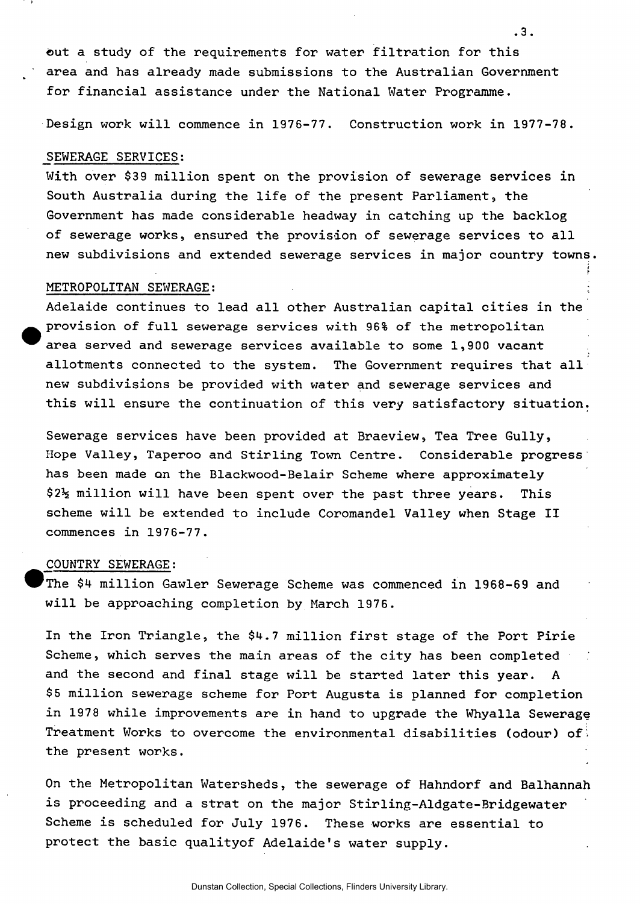out a study of the requirements for water filtration for this area and has already made submissions to the Australian Government for financial assistance under the National Water Programme.

Design work will commence in 1976-77. Construction work in 1977-78.

## SEWERAGE SERVICES:

With over $39 million spent on the provision of sewerage services in South Australia during the life of the present Parliament, the Government has made considerable headway in catching up the backlog of sewerage works, ensured the provision of sewerage services to all new subdivisions and extended sewerage services in major country towns.

## METROPOLITAN SEWERAGE:

Adelaide continues to lead all other Australian capital cities in the provision of full sewerage services with 96% of the metropolitan area served and sewerage services available to some 1,900 vacant allotments connected to the system. The Government requires that all new subdivisions be provided with water and sewerage services and this will ensure the continuation of this very satisfactory situation.

Sewerage services have been provided at Braeview, Tea Tree Gully, Hope Valley, Taperoo and Stirling Town Centre. Considerable progress has been made on the Blackwood-Belair Scheme where approximately $2½ million will have been spent over the past three years. This scheme will be extended to include Coromandel Valley when Stage II commences in 1976-77.

## COUNTRY SEWERAGE:

The $4 million Gawler Sewerage Scheme was commenced in 1968-69 and will be approaching completion by March 1976.

In the Iron Triangle, the $4.7 million first stage of the Port Pirie Scheme, which serves the main areas of the city has been completed and the second and final stage will be started later this year. A $5 million sewerage scheme for Port Augusta is planned for completion in 1978 while improvements are in hand to upgrade the Whyalla Sewerage Treatment Works to overcome the environmental disabilities (odour) of the present works.

On the Metropolitan Watersheds, the sewerage of Hahndorf and Balhannah is proceeding and a strat on the major Stirling-Aldgate-Bridgewater Scheme is scheduled for July 1976. These works are essential to protect the basic qualityof Adelaide's water supply.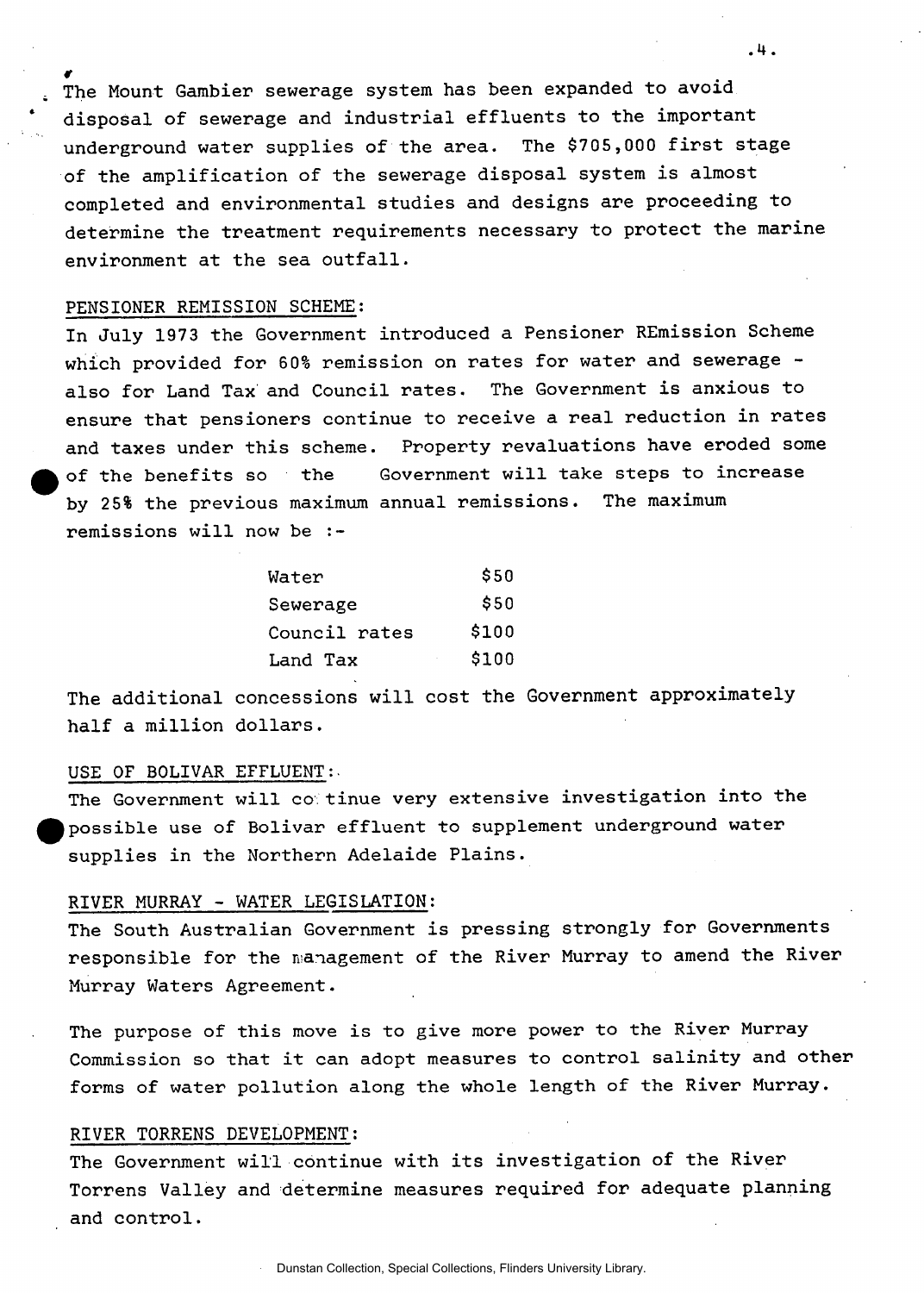The Mount Gambier sewerage system has been expanded to avoid disposal of sewerage and industrial effluents to the important underground water supplies of the area. The $705,000 first stage of the amplification of the sewerage disposal system is almost completed and environmental studies and designs are proceeding to determine the treatment requirements necessary to protect the marine environment at the sea outfall.

PENSIONER REMISSION SCHEME:

In July 1973 the Government introduced a Pensioner REmission Scheme which provided for 60% remission on rates for water and sewerage - also for Land Tax and Council rates. The Government is anxious to ensure that pensioners continue to receive a real reduction in rates and taxes under this scheme. Property revaluations have eroded some of the benefits so the Government will take steps to increase by 25% the previous maximum annual remissions. The maximum remissions will now be :-

| | |
|---|---|
| Water | $50 |
| Sewerage | $50 |
| Council rates | $100 |
| Land Tax | $100 |

The additional concessions will cost the Government approximately half a million dollars.

USE OF BOLIVAR EFFLUENT:

The Government will continue very extensive investigation into the possible use of Bolivar effluent to supplement underground water supplies in the Northern Adelaide Plains.

RIVER MURRAY - WATER LEGISLATION:

The South Australian Government is pressing strongly for Governments responsible for the management of the River Murray to amend the River Murray Waters Agreement.

The purpose of this move is to give more power to the River Murray Commission so that it can adopt measures to control salinity and other forms of water pollution along the whole length of the River Murray.

RIVER TORRENS DEVELOPMENT:

The Government will continue with its investigation of the River Torrens Valley and determine measures required for adequate planning and control.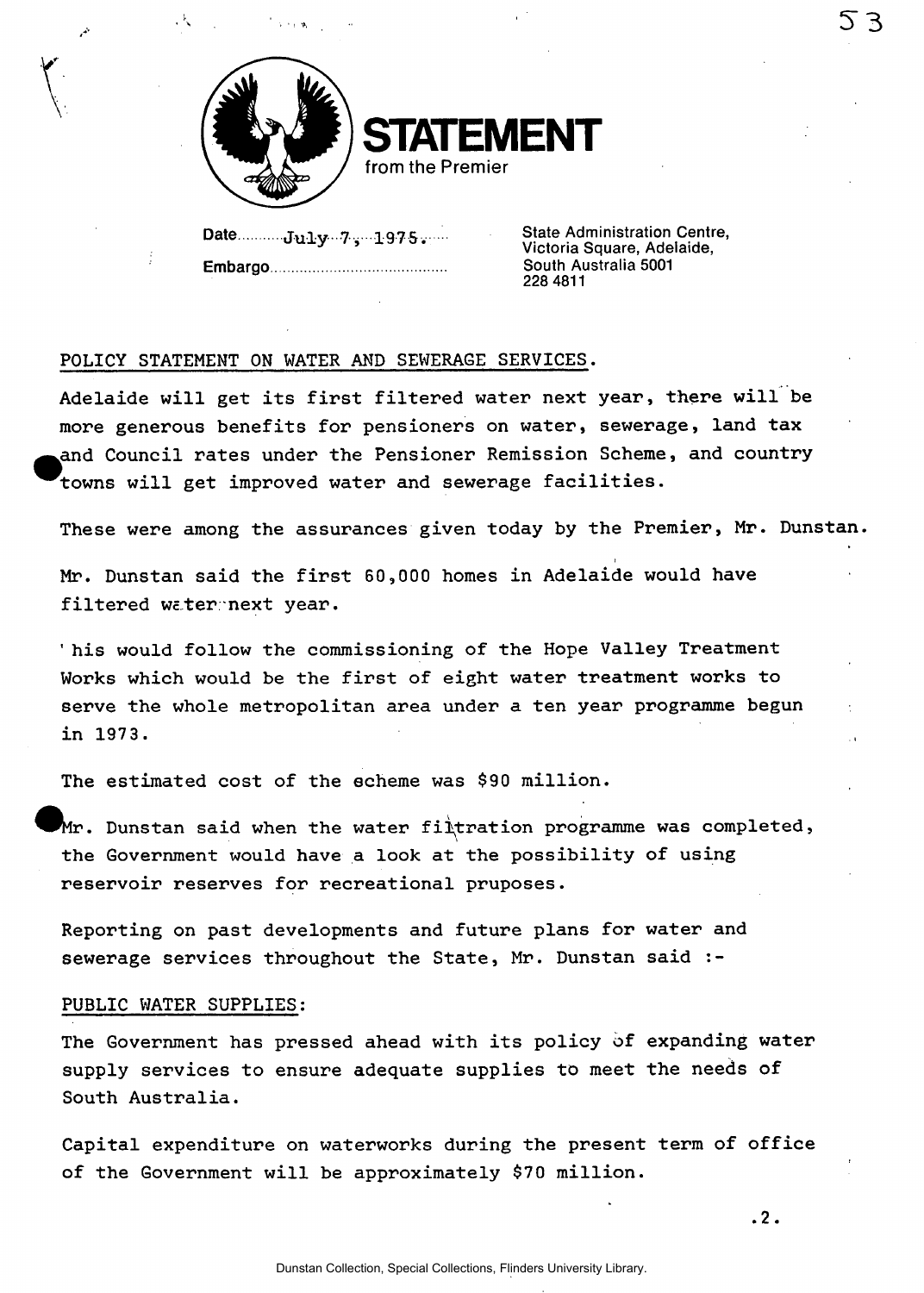# STATEMENT

from the Premier

Date July 7, 1975.

Embargo..........................................

State Administration Centre,
Victoria Square, Adelaide,
South Australia 5001
228 4811

## POLICY STATEMENT ON WATER AND SEWERAGE SERVICES.

Adelaide will get its first filtered water next year, there will be more generous benefits for pensioners on water, sewerage, land tax and Council rates under the Pensioner Remission Scheme, and country towns will get improved water and sewerage facilities.

These were among the assurances given today by the Premier, Mr. Dunstan.

Mr. Dunstan said the first 60,000 homes in Adelaide would have filtered water next year.

'his would follow the commissioning of the Hope Valley Treatment Works which would be the first of eight water treatment works to serve the whole metropolitan area under a ten year programme begun in 1973.

The estimated cost of the scheme was $90 million.

Mr. Dunstan said when the water filtration programme was completed, the Government would have a look at the possibility of using reservoir reserves for recreational pruposes.

Reporting on past developments and future plans for water and sewerage services throughout the State, Mr. Dunstan said :-

### PUBLIC WATER SUPPLIES:

The Government has pressed ahead with its policy of expanding water supply services to ensure adequate supplies to meet the needs of South Australia.

Capital expenditure on waterworks during the present term of office of the Government will be approximately $70 million.

.2.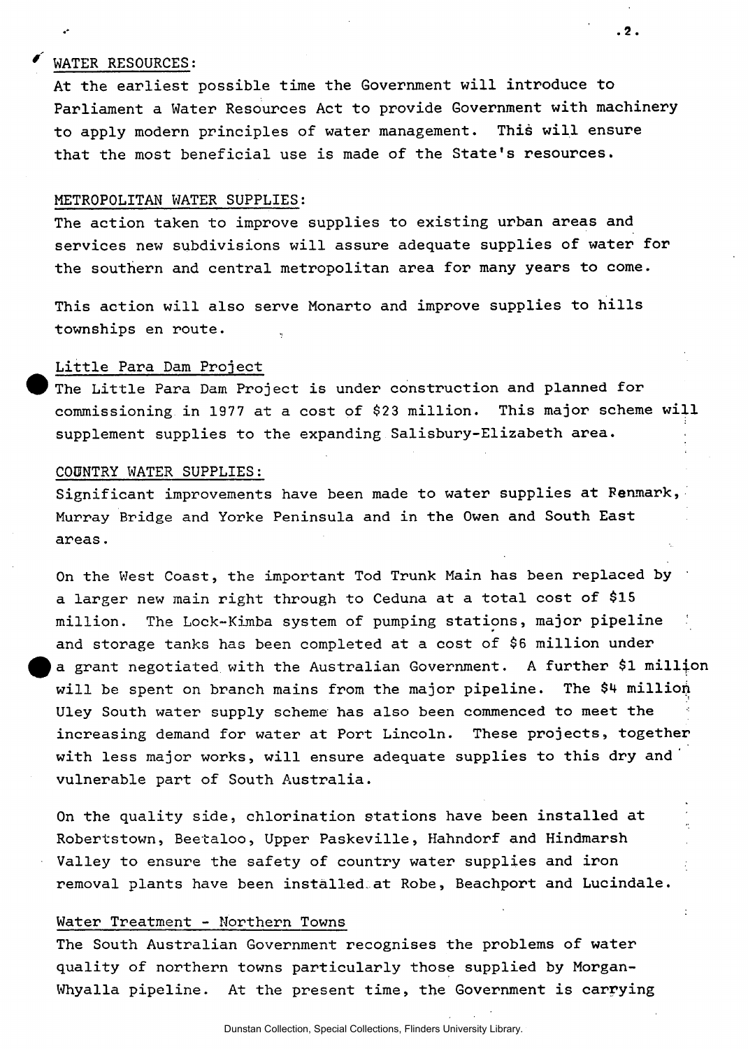## WATER RESOURCES:

At the earliest possible time the Government will introduce to Parliament a Water Resources Act to provide Government with machinery to apply modern principles of water management. This will ensure that the most beneficial use is made of the State's resources.

## METROPOLITAN WATER SUPPLIES:

The action taken to improve supplies to existing urban areas and services new subdivisions will assure adequate supplies of water for the southern and central metropolitan area for many years to come.

This action will also serve Monarto and improve supplies to hills townships en route.

### Little Para Dam Project

The Little Para Dam Project is under construction and planned for commissioning in 1977 at a cost of $23 million. This major scheme will supplement supplies to the expanding Salisbury-Elizabeth area.

## COUNTRY WATER SUPPLIES:

Significant improvements have been made to water supplies at Renmark, Murray Bridge and Yorke Peninsula and in the Owen and South East areas.

On the West Coast, the important Tod Trunk Main has been replaced by a larger new main right through to Ceduna at a total cost of $15 million. The Lock-Kimba system of pumping stations, major pipeline and storage tanks has been completed at a cost of $6 million under a grant negotiated with the Australian Government. A further $1 million will be spent on branch mains from the major pipeline. The $4 million Uley South water supply scheme has also been commenced to meet the increasing demand for water at Port Lincoln. These projects, together with less major works, will ensure adequate supplies to this dry and vulnerable part of South Australia.

On the quality side, chlorination stations have been installed at Robertstown, Beetaloo, Upper Paskeville, Hahndorf and Hindmarsh Valley to ensure the safety of country water supplies and iron removal plants have been installed at Robe, Beachport and Lucindale.

### Water Treatment - Northern Towns

The South Australian Government recognises the problems of water quality of northern towns particularly those supplied by Morgan-Whyalla pipeline. At the present time, the Government is carrying

Dunstan Collection, Special Collections, Flinders University Library.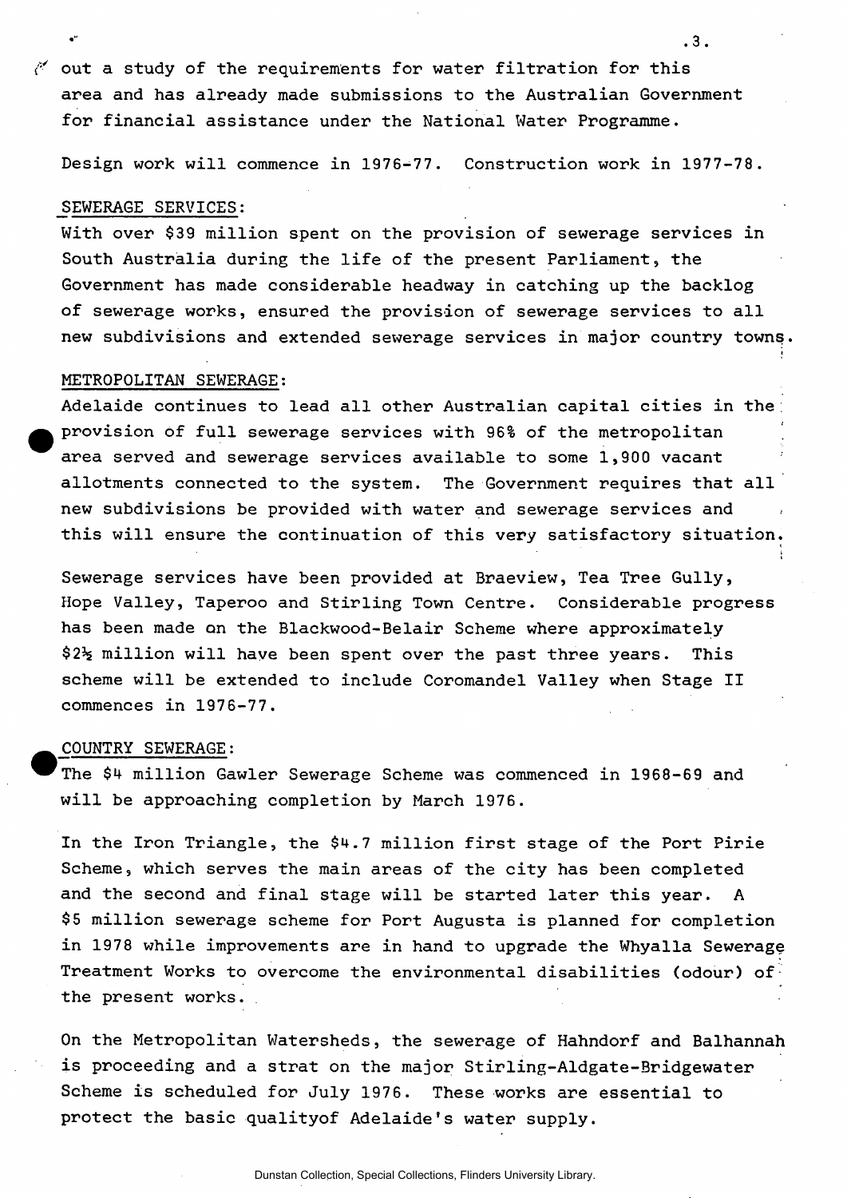out a study of the requirements for water filtration for this area and has already made submissions to the Australian Government for financial assistance under the National Water Programme.

Design work will commence in 1976-77. Construction work in 1977-78.

## SEWERAGE SERVICES:

With over $39 million spent on the provision of sewerage services in South Australia during the life of the present Parliament, the Government has made considerable headway in catching up the backlog of sewerage works, ensured the provision of sewerage services to all new subdivisions and extended sewerage services in major country towns.

## METROPOLITAN SEWERAGE:

Adelaide continues to lead all other Australian capital cities in the provision of full sewerage services with 96% of the metropolitan area served and sewerage services available to some 1,900 vacant allotments connected to the system. The Government requires that all new subdivisions be provided with water and sewerage services and this will ensure the continuation of this very satisfactory situation.

Sewerage services have been provided at Braeview, Tea Tree Gully, Hope Valley, Taperoo and Stirling Town Centre. Considerable progress has been made on the Blackwood-Belair Scheme where approximately $2½ million will have been spent over the past three years. This scheme will be extended to include Coromandel Valley when Stage II commences in 1976-77.

## COUNTRY SEWERAGE:

The $4 million Gawler Sewerage Scheme was commenced in 1968-69 and will be approaching completion by March 1976.

In the Iron Triangle, the $4.7 million first stage of the Port Pirie Scheme, which serves the main areas of the city has been completed and the second and final stage will be started later this year. A $5 million sewerage scheme for Port Augusta is planned for completion in 1978 while improvements are in hand to upgrade the Whyalla Sewerage Treatment Works to overcome the environmental disabilities (odour) of the present works.

On the Metropolitan Watersheds, the sewerage of Hahndorf and Balhannah is proceeding and a strat on the major Stirling-Aldgate-Bridgewater Scheme is scheduled for July 1976. These works are essential to protect the basic qualityof Adelaide's water supply.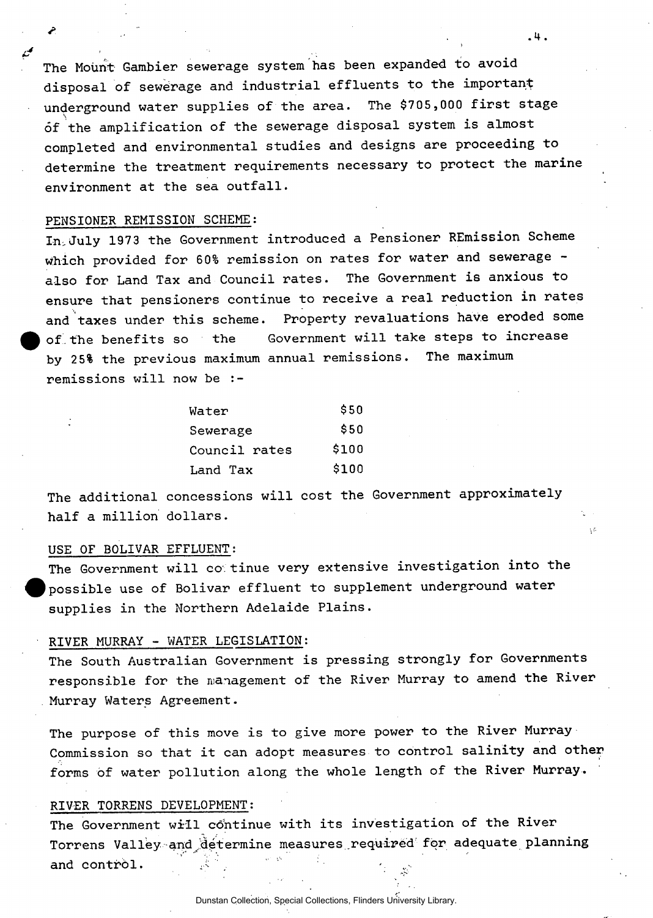The Mount Gambier sewerage system has been expanded to avoid disposal of sewerage and industrial effluents to the important underground water supplies of the area. The $705,000 first stage of the amplification of the sewerage disposal system is almost completed and environmental studies and designs are proceeding to determine the treatment requirements necessary to protect the marine environment at the sea outfall.

PENSIONER REMISSION SCHEME:

In July 1973 the Government introduced a Pensioner REmission Scheme which provided for 60% remission on rates for water and sewerage - also for Land Tax and Council rates. The Government is anxious to ensure that pensioners continue to receive a real reduction in rates and taxes under this scheme. Property revaluations have eroded some of the benefits so the Government will take steps to increase by 25% the previous maximum annual remissions. The maximum remissions will now be :-

| | |
|---|---|
| Water | $50 |
| Sewerage | $50 |
| Council rates | $100 |
| Land Tax | $100 |

The additional concessions will cost the Government approximately half a million dollars.

USE OF BOLIVAR EFFLUENT:

The Government will continue very extensive investigation into the possible use of Bolivar effluent to supplement underground water supplies in the Northern Adelaide Plains.

RIVER MURRAY - WATER LEGISLATION:

The South Australian Government is pressing strongly for Governments responsible for the management of the River Murray to amend the River Murray Waters Agreement.

The purpose of this move is to give more power to the River Murray Commission so that it can adopt measures to control salinity and other forms of water pollution along the whole length of the River Murray.

RIVER TORRENS DEVELOPMENT:

The Government will continue with its investigation of the River Torrens Valley and determine measures required for adequate planning and control.